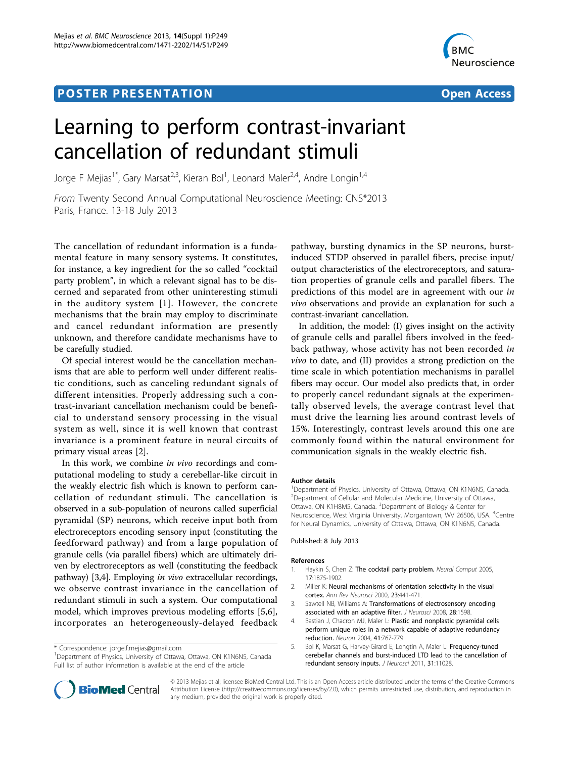POSTER PRESENTATION — Open Access

# Learning to perform contrast-invariant cancellation of redundant stimuli

Jorge F Mejias[1*], Gary Marsat[2,3], Kieran Bol[1], Leonard Maler[2,4], Andre Longin[1,4]

*From* Twenty Second Annual Computational Neuroscience Meeting: CNS*2013
Paris, France. 13-18 July 2013

The cancellation of redundant information is a fundamental feature in many sensory systems. It constitutes, for instance, a key ingredient for the so called "cocktail party problem", in which a relevant signal has to be discerned and separated from other uninteresting stimuli in the auditory system [1]. However, the concrete mechanisms that the brain may employ to discriminate and cancel redundant information are presently unknown, and therefore candidate mechanisms have to be carefully studied.

Of special interest would be the cancellation mechanisms that are able to perform well under different realistic conditions, such as canceling redundant signals of different intensities. Properly addressing such a contrast-invariant cancellation mechanism could be beneficial to understand sensory processing in the visual system as well, since it is well known that contrast invariance is a prominent feature in neural circuits of primary visual areas [2].

In this work, we combine *in vivo* recordings and computational modeling to study a cerebellar-like circuit in the weakly electric fish which is known to perform cancellation of redundant stimuli. The cancellation is observed in a sub-population of neurons called superficial pyramidal (SP) neurons, which receive input both from electroreceptors encoding sensory input (constituting the feedforward pathway) and from a large population of granule cells (via parallel fibers) which are ultimately driven by electroreceptors as well (constituting the feedback pathway) [3,4]. Employing *in vivo* extracellular recordings, we observe contrast invariance in the cancellation of redundant stimuli in such a system. Our computational model, which improves previous modeling efforts [5,6], incorporates an heterogeneously-delayed feedback pathway, bursting dynamics in the SP neurons, burst-induced STDP observed in parallel fibers, precise input/output characteristics of the electroreceptors, and saturation properties of granule cells and parallel fibers. The predictions of this model are in agreement with our *in vivo* observations and provide an explanation for such a contrast-invariant cancellation.

In addition, the model: (I) gives insight on the activity of granule cells and parallel fibers involved in the feedback pathway, whose activity has not been recorded *in vivo* to date, and (II) provides a strong prediction on the time scale in which potentiation mechanisms in parallel fibers may occur. Our model also predicts that, in order to properly cancel redundant signals at the experimentally observed levels, the average contrast level that must drive the learning lies around contrast levels of 15%. Interestingly, contrast levels around this one are commonly found within the natural environment for communication signals in the weakly electric fish.

### Author details

[1]Department of Physics, University of Ottawa, Ottawa, ON K1N6N5, Canada. [2]Department of Cellular and Molecular Medicine, University of Ottawa, Ottawa, ON K1H8M5, Canada. [3]Department of Biology & Center for Neuroscience, West Virginia University, Morgantown, WV 26506, USA. [4]Centre for Neural Dynamics, University of Ottawa, Ottawa, ON K1N6N5, Canada.

Published: 8 July 2013

### References

1. Haykin S, Chen Z: The cocktail party problem. *Neural Comput* 2005, 17:1875-1902.
2. Miller K: Neural mechanisms of orientation selectivity in the visual cortex. *Ann Rev Neurosci* 2000, 23:441-471.
3. Sawtell NB, Williams A: Transformations of electrosensory encoding associated with an adaptive filter. *J Neurosci* 2008, 28:1598.
4. Bastian J, Chacron MJ, Maler L: Plastic and nonplastic pyramidal cells perform unique roles in a network capable of adaptive redundancy reduction. *Neuron* 2004, 41:767-779.
5. Bol K, Marsat G, Harvey-Girard E, Longtin A, Maler L: Frequency-tuned cerebellar channels and burst-induced LTD lead to the cancellation of redundant sensory inputs. *J Neurosci* 2011, 31:11028.

\* Correspondence: jorge.f.mejias@gmail.com
[1]Department of Physics, University of Ottawa, Ottawa, ON K1N6N5, Canada
Full list of author information is available at the end of the article

© 2013 Mejias et al; licensee BioMed Central Ltd. This is an Open Access article distributed under the terms of the Creative Commons Attribution License (http://creativecommons.org/licenses/by/2.0), which permits unrestricted use, distribution, and reproduction in any medium, provided the original work is properly cited.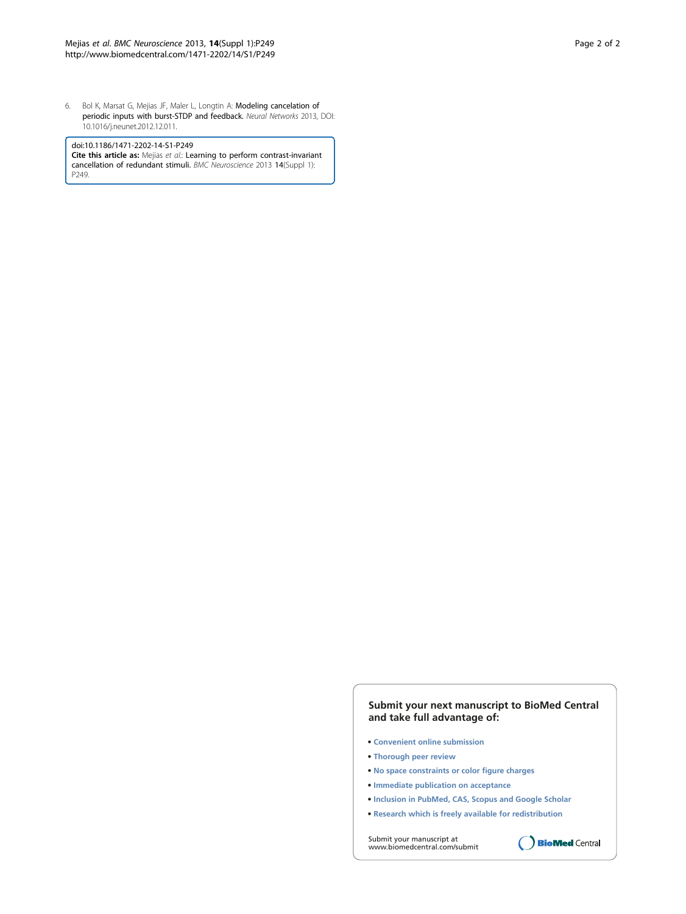6. Bol K, Marsat G, Mejias JF, Maler L, Longtin A: **Modeling cancelation of periodic inputs with burst-STDP and feedback.** *Neural Networks* 2013, DOI: 10.1016/j.neunet.2012.12.011.

doi:10.1186/1471-2202-14-S1-P249
**Cite this article as:** Mejias *et al.*: Learning to perform contrast-invariant cancellation of redundant stimuli. *BMC Neuroscience* 2013 **14**(Suppl 1): P249.

**Submit your next manuscript to BioMed Central and take full advantage of:**

- **Convenient online submission**
- **Thorough peer review**
- **No space constraints or color figure charges**
- **Immediate publication on acceptance**
- **Inclusion in PubMed, CAS, Scopus and Google Scholar**
- **Research which is freely available for redistribution**

Submit your manuscript at
www.biomedcentral.com/submit

BioMed Central